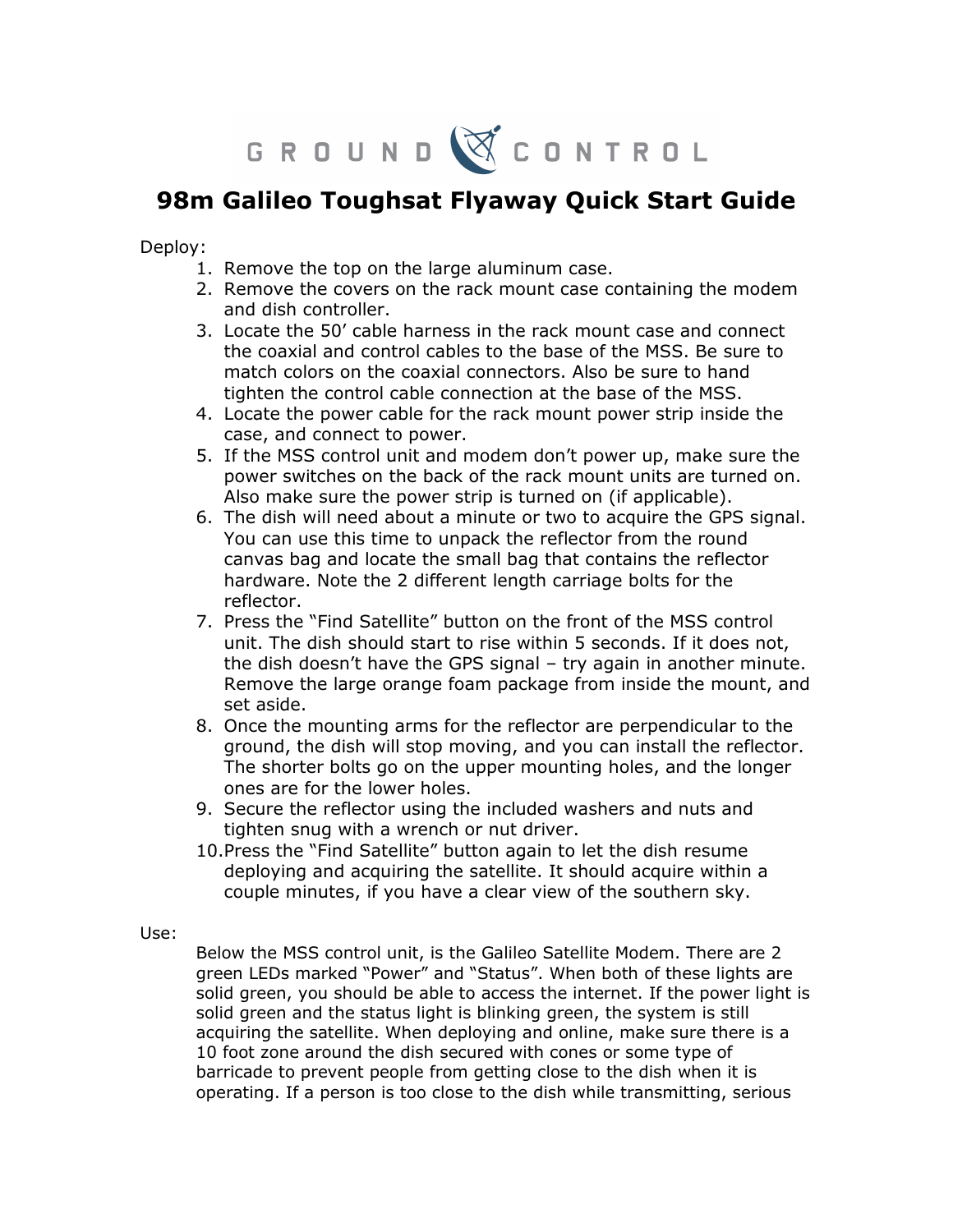GROUND CONTROL

# 98m Galileo Toughsat Flyaway Quick Start Guide

Deploy:

1. Remove the top on the large aluminum case.
2. Remove the covers on the rack mount case containing the modem and dish controller.
3. Locate the 50' cable harness in the rack mount case and connect the coaxial and control cables to the base of the MSS. Be sure to match colors on the coaxial connectors. Also be sure to hand tighten the control cable connection at the base of the MSS.
4. Locate the power cable for the rack mount power strip inside the case, and connect to power.
5. If the MSS control unit and modem don't power up, make sure the power switches on the back of the rack mount units are turned on. Also make sure the power strip is turned on (if applicable).
6. The dish will need about a minute or two to acquire the GPS signal. You can use this time to unpack the reflector from the round canvas bag and locate the small bag that contains the reflector hardware. Note the 2 different length carriage bolts for the reflector.
7. Press the "Find Satellite" button on the front of the MSS control unit. The dish should start to rise within 5 seconds. If it does not, the dish doesn't have the GPS signal – try again in another minute. Remove the large orange foam package from inside the mount, and set aside.
8. Once the mounting arms for the reflector are perpendicular to the ground, the dish will stop moving, and you can install the reflector. The shorter bolts go on the upper mounting holes, and the longer ones are for the lower holes.
9. Secure the reflector using the included washers and nuts and tighten snug with a wrench or nut driver.
10. Press the "Find Satellite" button again to let the dish resume deploying and acquiring the satellite. It should acquire within a couple minutes, if you have a clear view of the southern sky.

Use:

Below the MSS control unit, is the Galileo Satellite Modem. There are 2 green LEDs marked "Power" and "Status". When both of these lights are solid green, you should be able to access the internet. If the power light is solid green and the status light is blinking green, the system is still acquiring the satellite. When deploying and online, make sure there is a 10 foot zone around the dish secured with cones or some type of barricade to prevent people from getting close to the dish when it is operating. If a person is too close to the dish while transmitting, serious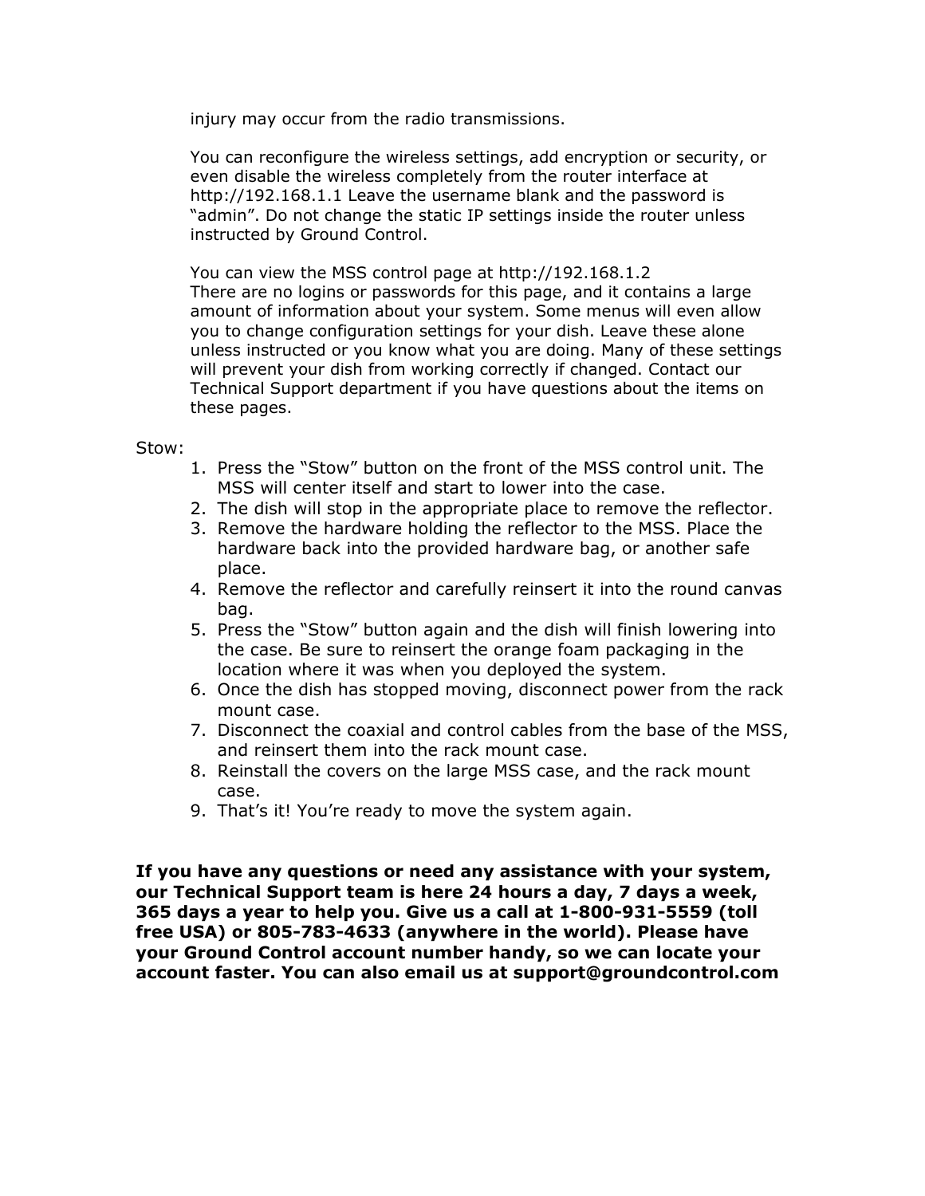injury may occur from the radio transmissions.

You can reconfigure the wireless settings, add encryption or security, or even disable the wireless completely from the router interface at http://192.168.1.1 Leave the username blank and the password is "admin". Do not change the static IP settings inside the router unless instructed by Ground Control.

You can view the MSS control page at http://192.168.1.2
There are no logins or passwords for this page, and it contains a large amount of information about your system. Some menus will even allow you to change configuration settings for your dish. Leave these alone unless instructed or you know what you are doing. Many of these settings will prevent your dish from working correctly if changed. Contact our Technical Support department if you have questions about the items on these pages.

Stow:

1. Press the "Stow" button on the front of the MSS control unit. The MSS will center itself and start to lower into the case.
2. The dish will stop in the appropriate place to remove the reflector.
3. Remove the hardware holding the reflector to the MSS. Place the hardware back into the provided hardware bag, or another safe place.
4. Remove the reflector and carefully reinsert it into the round canvas bag.
5. Press the "Stow" button again and the dish will finish lowering into the case. Be sure to reinsert the orange foam packaging in the location where it was when you deployed the system.
6. Once the dish has stopped moving, disconnect power from the rack mount case.
7. Disconnect the coaxial and control cables from the base of the MSS, and reinsert them into the rack mount case.
8. Reinstall the covers on the large MSS case, and the rack mount case.
9. That's it! You're ready to move the system again.

**If you have any questions or need any assistance with your system, our Technical Support team is here 24 hours a day, 7 days a week, 365 days a year to help you. Give us a call at 1-800-931-5559 (toll free USA) or 805-783-4633 (anywhere in the world). Please have your Ground Control account number handy, so we can locate your account faster. You can also email us at support@groundcontrol.com**